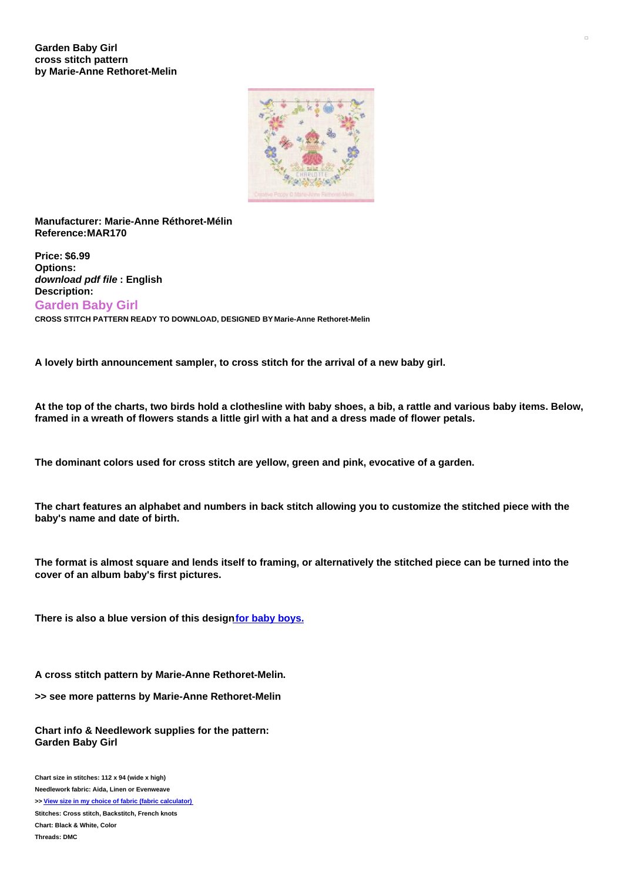**Garden Baby Girl**
**cross stitch pattern**
**by Marie-Anne Rethoret-Melin**

**Manufacturer: Marie-Anne Réthoret-Mélin**
**Reference:MAR170**

**Price: $6.99**
**Options:**
***download pdf file* : English**
**Description:**

## Garden Baby Girl

**CROSS STITCH PATTERN READY TO DOWNLOAD, DESIGNED BY Marie-Anne Rethoret-Melin**

**A lovely birth announcement sampler, to cross stitch for the arrival of a new baby girl.**

**At the top of the charts, two birds hold a clothesline with baby shoes, a bib, a rattle and various baby items. Below, framed in a wreath of flowers stands a little girl with a hat and a dress made of flower petals.**

**The dominant colors used for cross stitch are yellow, green and pink, evocative of a garden.**

**The chart features an alphabet and numbers in back stitch allowing you to customize the stitched piece with the baby's name and date of birth.**

**The format is almost square and lends itself to framing, or alternatively the stitched piece can be turned into the cover of an album baby's first pictures.**

**There is also a blue version of this design [for baby boys.]**

**A cross stitch pattern by Marie-Anne Rethoret-Melin.**

**>> see more patterns by Marie-Anne Rethoret-Melin**

**Chart info & Needlework supplies for the pattern:**
**Garden Baby Girl**

**Chart size in stitches: 112 x 94 (wide x high)**
**Needlework fabric: Aida, Linen or Evenweave**
**>> View size in my choice of fabric (fabric calculator)**
**Stitches: Cross stitch, Backstitch, French knots**
**Chart: Black & White, Color**
**Threads: DMC**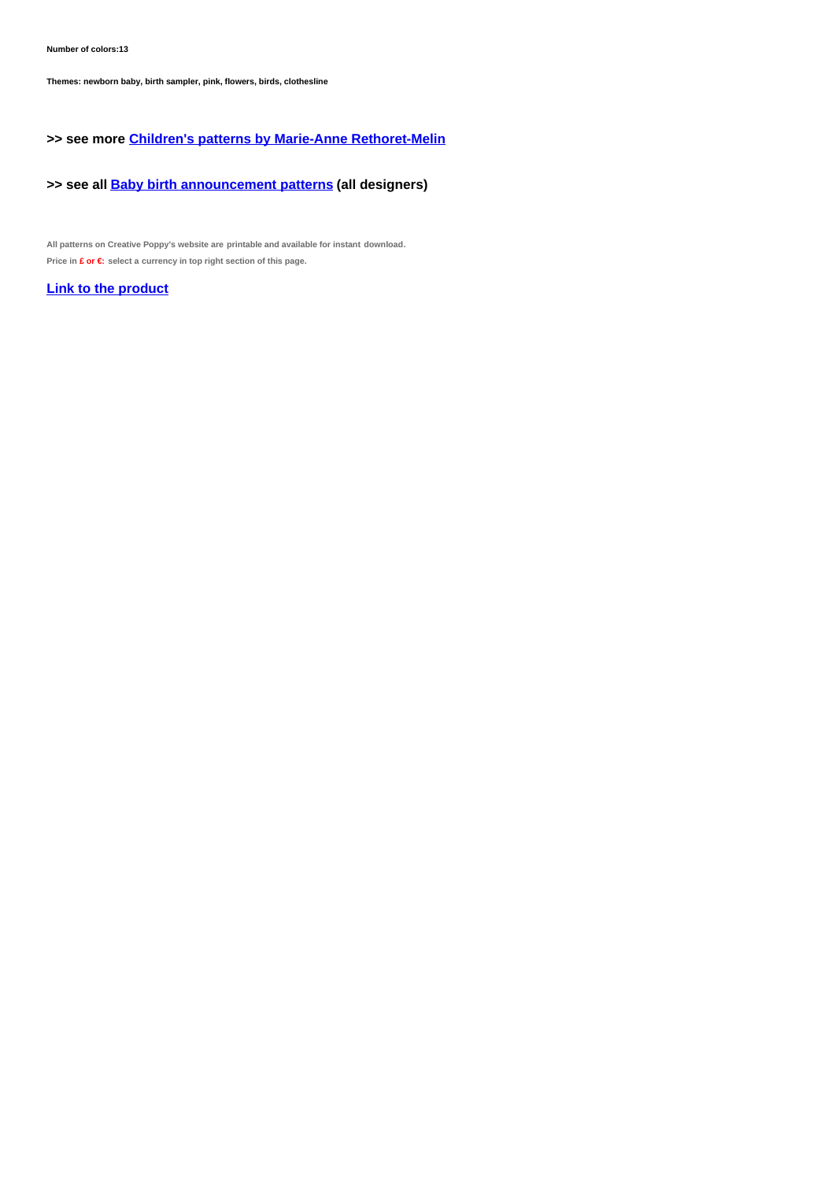**Number of colors:13**

**Themes: newborn baby, birth sampler, pink, flowers, birds, clothesline**

**>> see more Children's patterns by Marie-Anne Rethoret-Melin**

**>> see all Baby birth announcement patterns (all designers)**

**All patterns on Creative Poppy's website are printable and available for instant download.**

**Price in £ or €: select a currency in top right section of this page.**

**Link to the product**